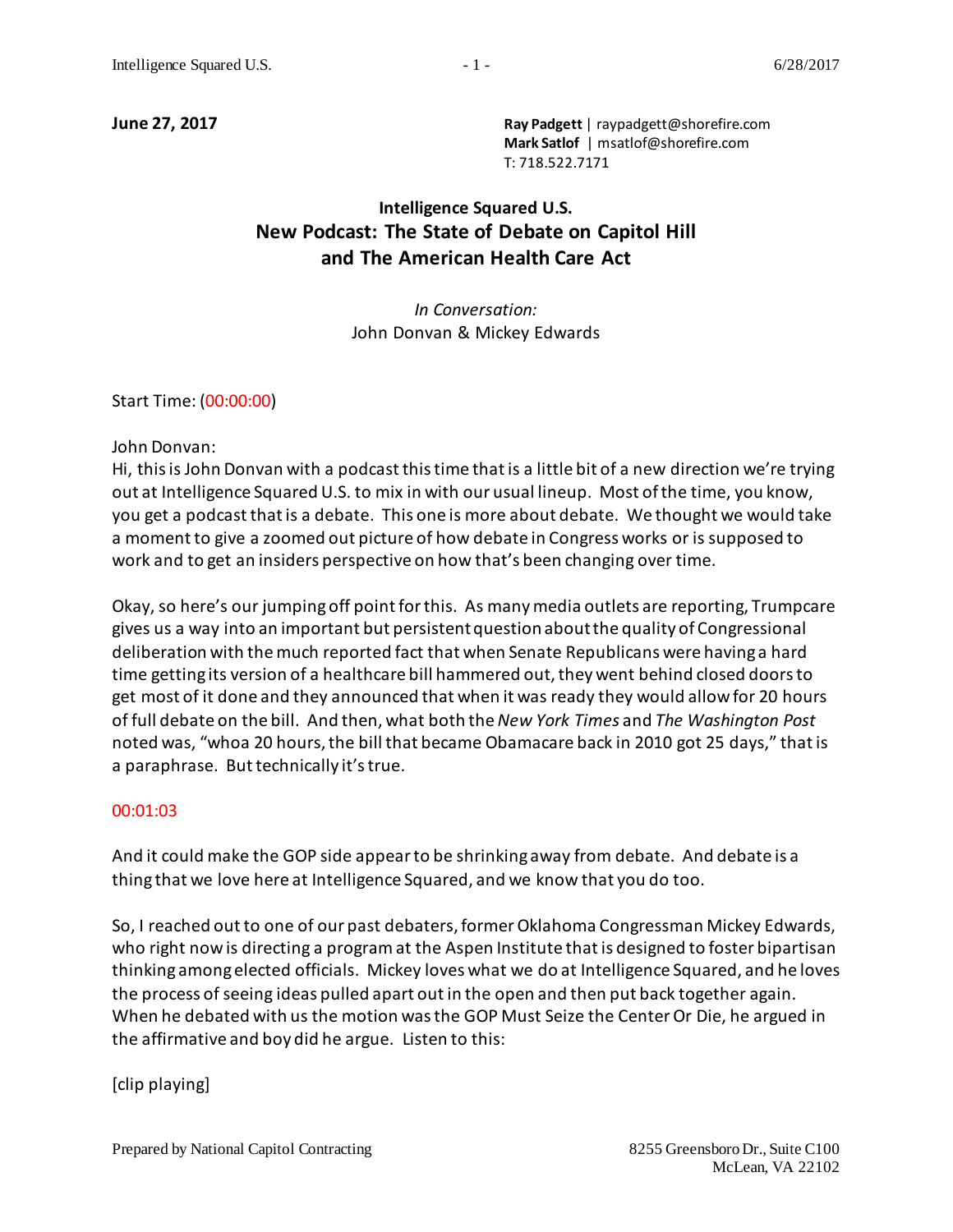**June 27, 2017**

**Ray Padgett** | raypadgett@shorefire.com
**Mark Satlof** | msatlof@shorefire.com
T: 718.522.7171

## Intelligence Squared U.S.
## New Podcast: The State of Debate on Capitol Hill and The American Health Care Act

*In Conversation:*
John Donvan & Mickey Edwards

Start Time: (00:00:00)

John Donvan:
Hi, this is John Donvan with a podcast this time that is a little bit of a new direction we're trying out at Intelligence Squared U.S. to mix in with our usual lineup. Most of the time, you know, you get a podcast that is a debate. This one is more about debate. We thought we would take a moment to give a zoomed out picture of how debate in Congress works or is supposed to work and to get an insiders perspective on how that's been changing over time.

Okay, so here's our jumping off point for this. As many media outlets are reporting, Trumpcare gives us a way into an important but persistent question about the quality of Congressional deliberation with the much reported fact that when Senate Republicans were having a hard time getting its version of a healthcare bill hammered out, they went behind closed doors to get most of it done and they announced that when it was ready they would allow for 20 hours of full debate on the bill. And then, what both the *New York Times* and *The Washington Post* noted was, "whoa 20 hours, the bill that became Obamacare back in 2010 got 25 days," that is a paraphrase. But technically it's true.

00:01:03

And it could make the GOP side appear to be shrinking away from debate. And debate is a thing that we love here at Intelligence Squared, and we know that you do too.

So, I reached out to one of our past debaters, former Oklahoma Congressman Mickey Edwards, who right now is directing a program at the Aspen Institute that is designed to foster bipartisan thinking among elected officials. Mickey loves what we do at Intelligence Squared, and he loves the process of seeing ideas pulled apart out in the open and then put back together again. When he debated with us the motion was the GOP Must Seize the Center Or Die, he argued in the affirmative and boy did he argue. Listen to this:

[clip playing]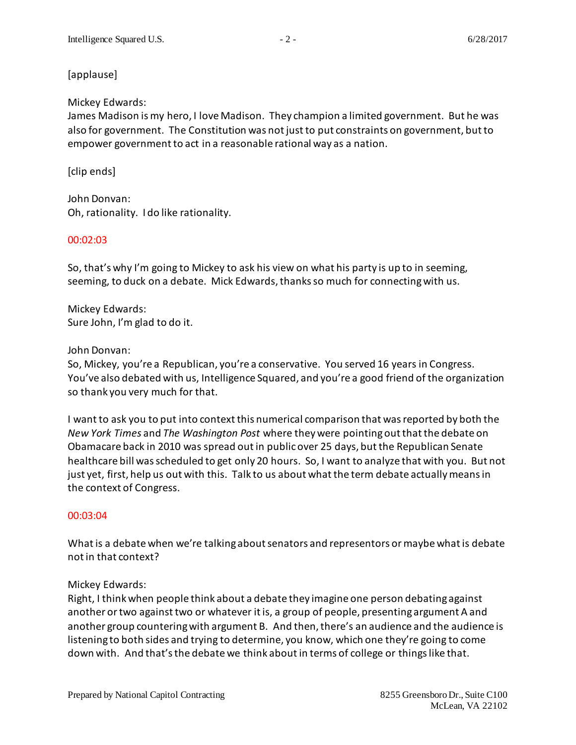[applause]

Mickey Edwards:
James Madison is my hero, I love Madison. They champion a limited government. But he was also for government. The Constitution was not just to put constraints on government, but to empower government to act in a reasonable rational way as a nation.

[clip ends]

John Donvan:
Oh, rationality. I do like rationality.

00:02:03

So, that's why I'm going to Mickey to ask his view on what his party is up to in seeming, seeming, to duck on a debate. Mick Edwards, thanks so much for connecting with us.

Mickey Edwards:
Sure John, I'm glad to do it.

John Donvan:
So, Mickey, you're a Republican, you're a conservative. You served 16 years in Congress. You've also debated with us, Intelligence Squared, and you're a good friend of the organization so thank you very much for that.

I want to ask you to put into context this numerical comparison that was reported by both the *New York Times* and *The Washington Post* where they were pointing out that the debate on Obamacare back in 2010 was spread out in public over 25 days, but the Republican Senate healthcare bill was scheduled to get only 20 hours. So, I want to analyze that with you. But not just yet, first, help us out with this. Talk to us about what the term debate actually means in the context of Congress.

00:03:04

What is a debate when we're talking about senators and representors or maybe what is debate not in that context?

Mickey Edwards:
Right, I think when people think about a debate they imagine one person debating against another or two against two or whatever it is, a group of people, presenting argument A and another group countering with argument B. And then, there's an audience and the audience is listening to both sides and trying to determine, you know, which one they're going to come down with. And that's the debate we think about in terms of college or things like that.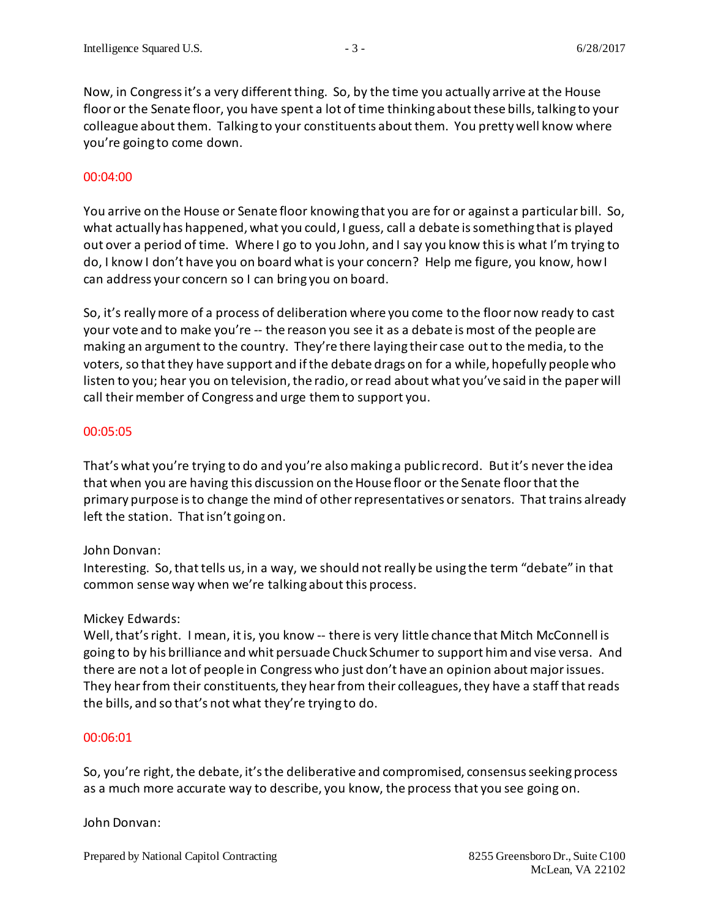Now, in Congress it's a very different thing. So, by the time you actually arrive at the House floor or the Senate floor, you have spent a lot of time thinking about these bills, talking to your colleague about them. Talking to your constituents about them. You pretty well know where you're going to come down.

00:04:00

You arrive on the House or Senate floor knowing that you are for or against a particular bill. So, what actually has happened, what you could, I guess, call a debate is something that is played out over a period of time. Where I go to you John, and I say you know this is what I'm trying to do, I know I don't have you on board what is your concern? Help me figure, you know, how I can address your concern so I can bring you on board.

So, it's really more of a process of deliberation where you come to the floor now ready to cast your vote and to make you're -- the reason you see it as a debate is most of the people are making an argument to the country. They're there laying their case out to the media, to the voters, so that they have support and if the debate drags on for a while, hopefully people who listen to you; hear you on television, the radio, or read about what you've said in the paper will call their member of Congress and urge them to support you.

00:05:05

That's what you're trying to do and you're also making a public record. But it's never the idea that when you are having this discussion on the House floor or the Senate floor that the primary purpose is to change the mind of other representatives or senators. That trains already left the station. That isn't going on.

John Donvan:
Interesting. So, that tells us, in a way, we should not really be using the term "debate" in that common sense way when we're talking about this process.

Mickey Edwards:
Well, that's right. I mean, it is, you know -- there is very little chance that Mitch McConnell is going to by his brilliance and whit persuade Chuck Schumer to support him and vise versa. And there are not a lot of people in Congress who just don't have an opinion about major issues. They hear from their constituents, they hear from their colleagues, they have a staff that reads the bills, and so that's not what they're trying to do.

00:06:01

So, you're right, the debate, it's the deliberative and compromised, consensus seeking process as a much more accurate way to describe, you know, the process that you see going on.

John Donvan: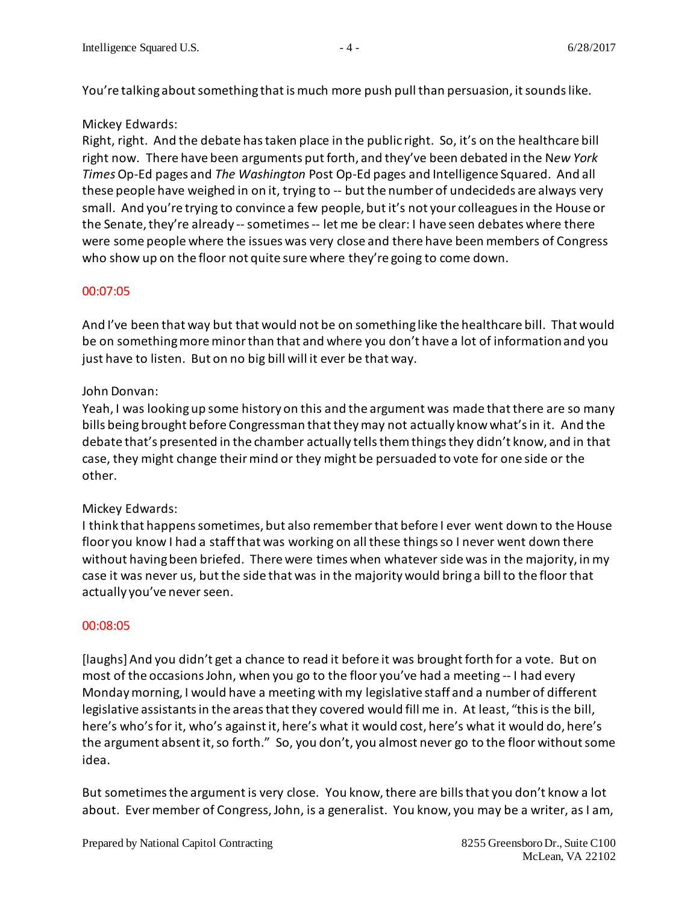You're talking about something that is much more push pull than persuasion, it sounds like.

Mickey Edwards:
Right, right. And the debate has taken place in the public right. So, it's on the healthcare bill right now. There have been arguments put forth, and they've been debated in the N*ew York Times* Op-Ed pages and *The Washington* Post Op-Ed pages and Intelligence Squared. And all these people have weighed in on it, trying to -- but the number of undecideds are always very small. And you're trying to convince a few people, but it's not your colleagues in the House or the Senate, they're already -- sometimes -- let me be clear: I have seen debates where there were some people where the issues was very close and there have been members of Congress who show up on the floor not quite sure where they're going to come down.

00:07:05

And I've been that way but that would not be on something like the healthcare bill. That would be on something more minor than that and where you don't have a lot of information and you just have to listen. But on no big bill will it ever be that way.

John Donvan:
Yeah, I was looking up some history on this and the argument was made that there are so many bills being brought before Congressman that they may not actually know what's in it. And the debate that's presented in the chamber actually tells them things they didn't know, and in that case, they might change their mind or they might be persuaded to vote for one side or the other.

Mickey Edwards:
I think that happens sometimes, but also remember that before I ever went down to the House floor you know I had a staff that was working on all these things so I never went down there without having been briefed. There were times when whatever side was in the majority, in my case it was never us, but the side that was in the majority would bring a bill to the floor that actually you've never seen.

00:08:05

[laughs] And you didn't get a chance to read it before it was brought forth for a vote. But on most of the occasions John, when you go to the floor you've had a meeting -- I had every Monday morning, I would have a meeting with my legislative staff and a number of different legislative assistants in the areas that they covered would fill me in. At least, "this is the bill, here's who's for it, who's against it, here's what it would cost, here's what it would do, here's the argument absent it, so forth." So, you don't, you almost never go to the floor without some idea.

But sometimes the argument is very close. You know, there are bills that you don't know a lot about. Ever member of Congress, John, is a generalist. You know, you may be a writer, as I am,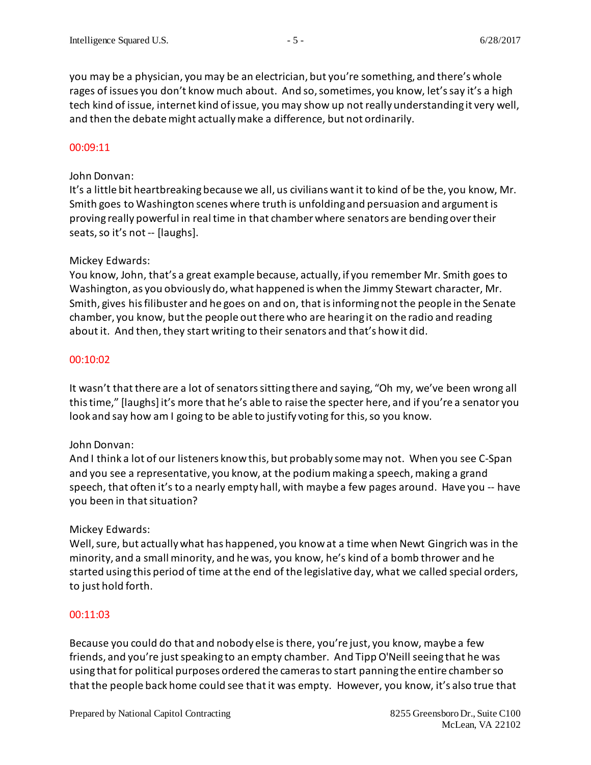you may be a physician, you may be an electrician, but you're something, and there's whole rages of issues you don't know much about. And so, sometimes, you know, let's say it's a high tech kind of issue, internet kind of issue, you may show up not really understanding it very well, and then the debate might actually make a difference, but not ordinarily.

00:09:11

John Donvan:
It's a little bit heartbreaking because we all, us civilians want it to kind of be the, you know, Mr. Smith goes to Washington scenes where truth is unfolding and persuasion and argument is proving really powerful in real time in that chamber where senators are bending over their seats, so it's not -- [laughs].

Mickey Edwards:
You know, John, that's a great example because, actually, if you remember Mr. Smith goes to Washington, as you obviously do, what happened is when the Jimmy Stewart character, Mr. Smith, gives his filibuster and he goes on and on, that is informing not the people in the Senate chamber, you know, but the people out there who are hearing it on the radio and reading about it. And then, they start writing to their senators and that's how it did.

00:10:02

It wasn't that there are a lot of senators sitting there and saying, "Oh my, we've been wrong all this time," [laughs] it's more that he's able to raise the specter here, and if you're a senator you look and say how am I going to be able to justify voting for this, so you know.

John Donvan:
And I think a lot of our listeners know this, but probably some may not. When you see C-Span and you see a representative, you know, at the podium making a speech, making a grand speech, that often it's to a nearly empty hall, with maybe a few pages around. Have you -- have you been in that situation?

Mickey Edwards:
Well, sure, but actually what has happened, you know at a time when Newt Gingrich was in the minority, and a small minority, and he was, you know, he's kind of a bomb thrower and he started using this period of time at the end of the legislative day, what we called special orders, to just hold forth.

00:11:03

Because you could do that and nobody else is there, you're just, you know, maybe a few friends, and you're just speaking to an empty chamber. And Tipp O'Neill seeing that he was using that for political purposes ordered the cameras to start panning the entire chamber so that the people back home could see that it was empty. However, you know, it's also true that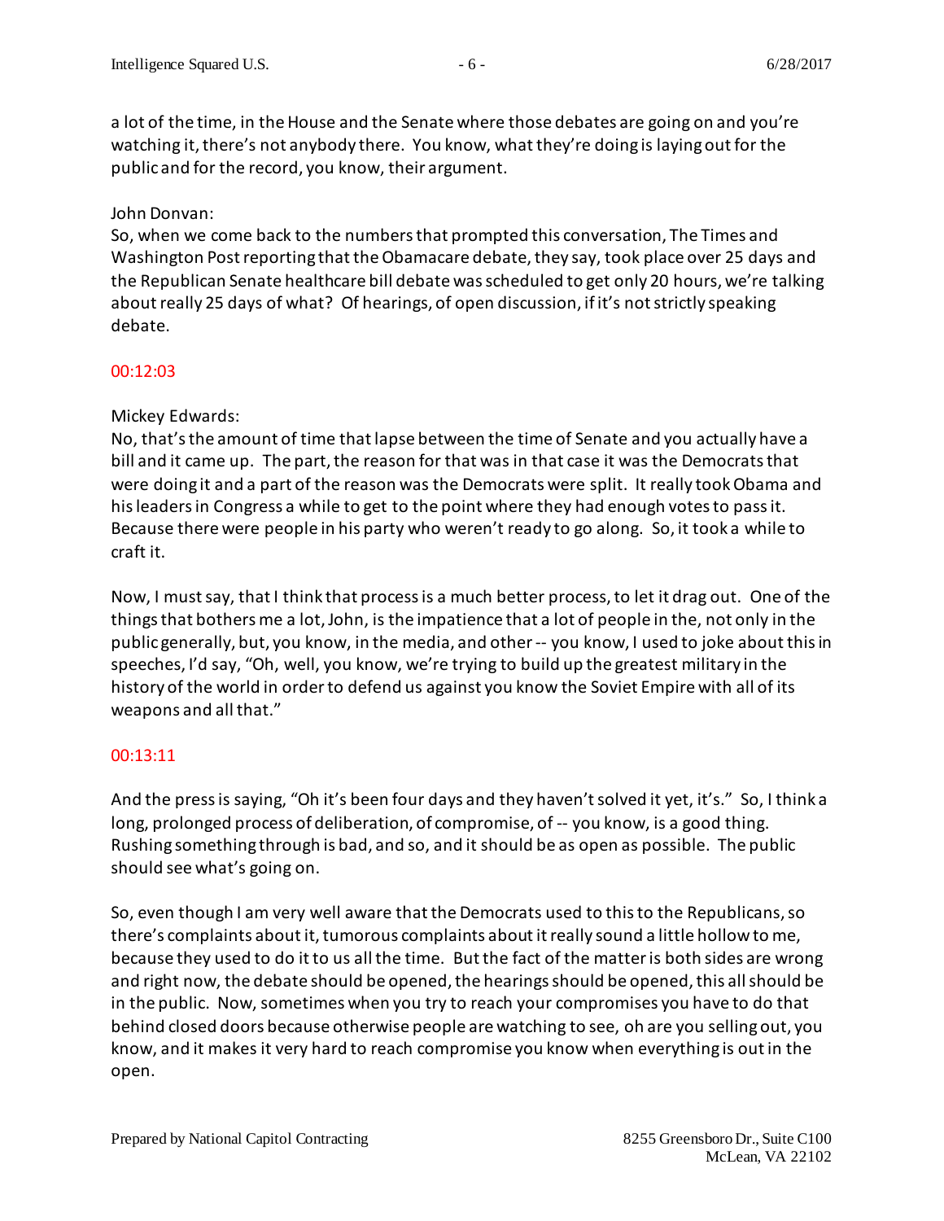a lot of the time, in the House and the Senate where those debates are going on and you're watching it, there's not anybody there. You know, what they're doing is laying out for the public and for the record, you know, their argument.

John Donvan:
So, when we come back to the numbers that prompted this conversation, The Times and Washington Post reporting that the Obamacare debate, they say, took place over 25 days and the Republican Senate healthcare bill debate was scheduled to get only 20 hours, we're talking about really 25 days of what? Of hearings, of open discussion, if it's not strictly speaking debate.

00:12:03

Mickey Edwards:
No, that's the amount of time that lapse between the time of Senate and you actually have a bill and it came up. The part, the reason for that was in that case it was the Democrats that were doing it and a part of the reason was the Democrats were split. It really took Obama and his leaders in Congress a while to get to the point where they had enough votes to pass it. Because there were people in his party who weren't ready to go along. So, it took a while to craft it.

Now, I must say, that I think that process is a much better process, to let it drag out. One of the things that bothers me a lot, John, is the impatience that a lot of people in the, not only in the public generally, but, you know, in the media, and other -- you know, I used to joke about this in speeches, I'd say, "Oh, well, you know, we're trying to build up the greatest military in the history of the world in order to defend us against you know the Soviet Empire with all of its weapons and all that."

00:13:11

And the press is saying, "Oh it's been four days and they haven't solved it yet, it's." So, I think a long, prolonged process of deliberation, of compromise, of -- you know, is a good thing. Rushing something through is bad, and so, and it should be as open as possible. The public should see what's going on.

So, even though I am very well aware that the Democrats used to this to the Republicans, so there's complaints about it, tumorous complaints about it really sound a little hollow to me, because they used to do it to us all the time. But the fact of the matter is both sides are wrong and right now, the debate should be opened, the hearings should be opened, this all should be in the public. Now, sometimes when you try to reach your compromises you have to do that behind closed doors because otherwise people are watching to see, oh are you selling out, you know, and it makes it very hard to reach compromise you know when everything is out in the open.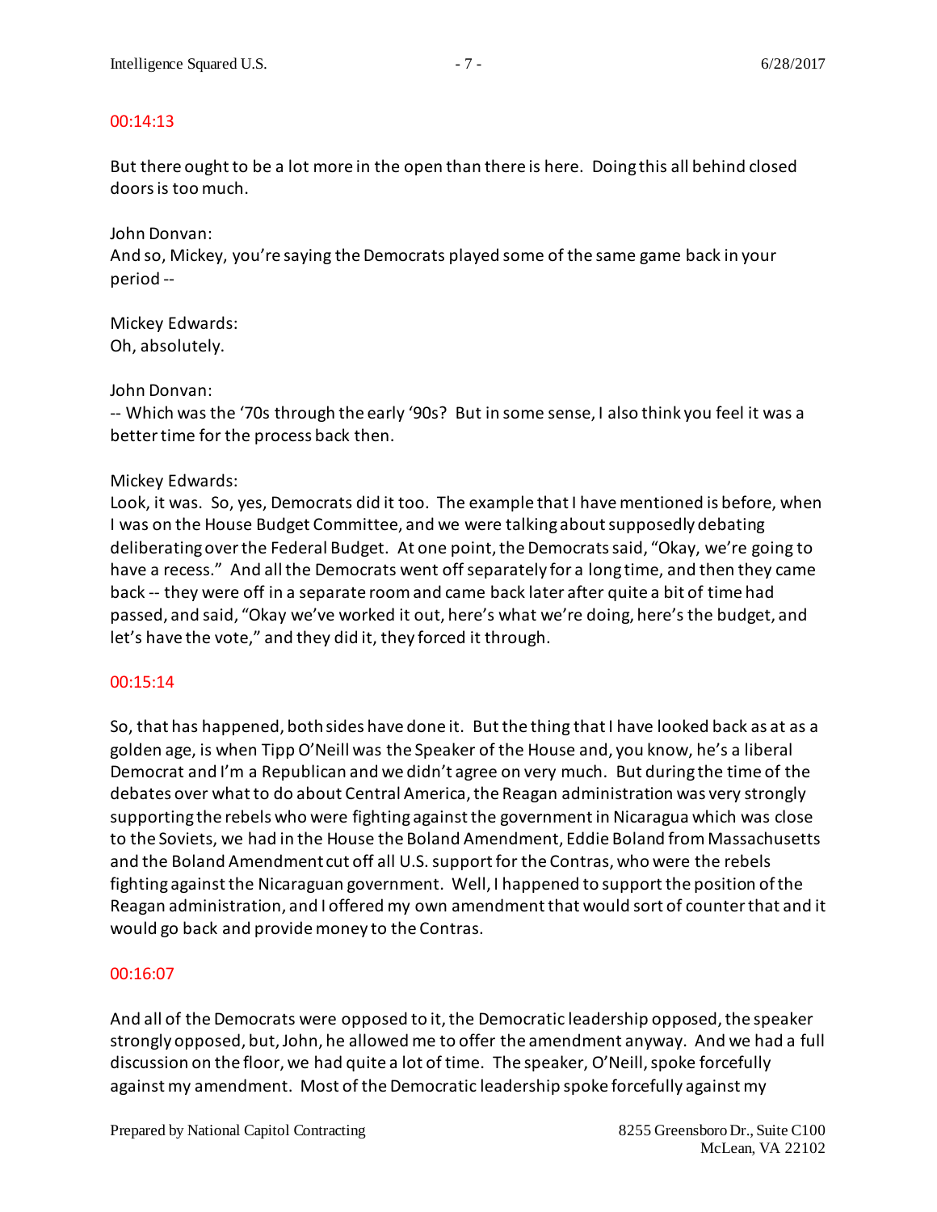00:14:13

But there ought to be a lot more in the open than there is here. Doing this all behind closed doors is too much.

John Donvan:
And so, Mickey, you're saying the Democrats played some of the same game back in your period --

Mickey Edwards:
Oh, absolutely.

John Donvan:
-- Which was the '70s through the early '90s? But in some sense, I also think you feel it was a better time for the process back then.

Mickey Edwards:
Look, it was. So, yes, Democrats did it too. The example that I have mentioned is before, when I was on the House Budget Committee, and we were talking about supposedly debating deliberating over the Federal Budget. At one point, the Democrats said, "Okay, we're going to have a recess." And all the Democrats went off separately for a long time, and then they came back -- they were off in a separate room and came back later after quite a bit of time had passed, and said, "Okay we've worked it out, here's what we're doing, here's the budget, and let's have the vote," and they did it, they forced it through.

00:15:14

So, that has happened, both sides have done it. But the thing that I have looked back as at as a golden age, is when Tipp O'Neill was the Speaker of the House and, you know, he's a liberal Democrat and I'm a Republican and we didn't agree on very much. But during the time of the debates over what to do about Central America, the Reagan administration was very strongly supporting the rebels who were fighting against the government in Nicaragua which was close to the Soviets, we had in the House the Boland Amendment, Eddie Boland from Massachusetts and the Boland Amendment cut off all U.S. support for the Contras, who were the rebels fighting against the Nicaraguan government. Well, I happened to support the position of the Reagan administration, and I offered my own amendment that would sort of counter that and it would go back and provide money to the Contras.

00:16:07

And all of the Democrats were opposed to it, the Democratic leadership opposed, the speaker strongly opposed, but, John, he allowed me to offer the amendment anyway. And we had a full discussion on the floor, we had quite a lot of time. The speaker, O'Neill, spoke forcefully against my amendment. Most of the Democratic leadership spoke forcefully against my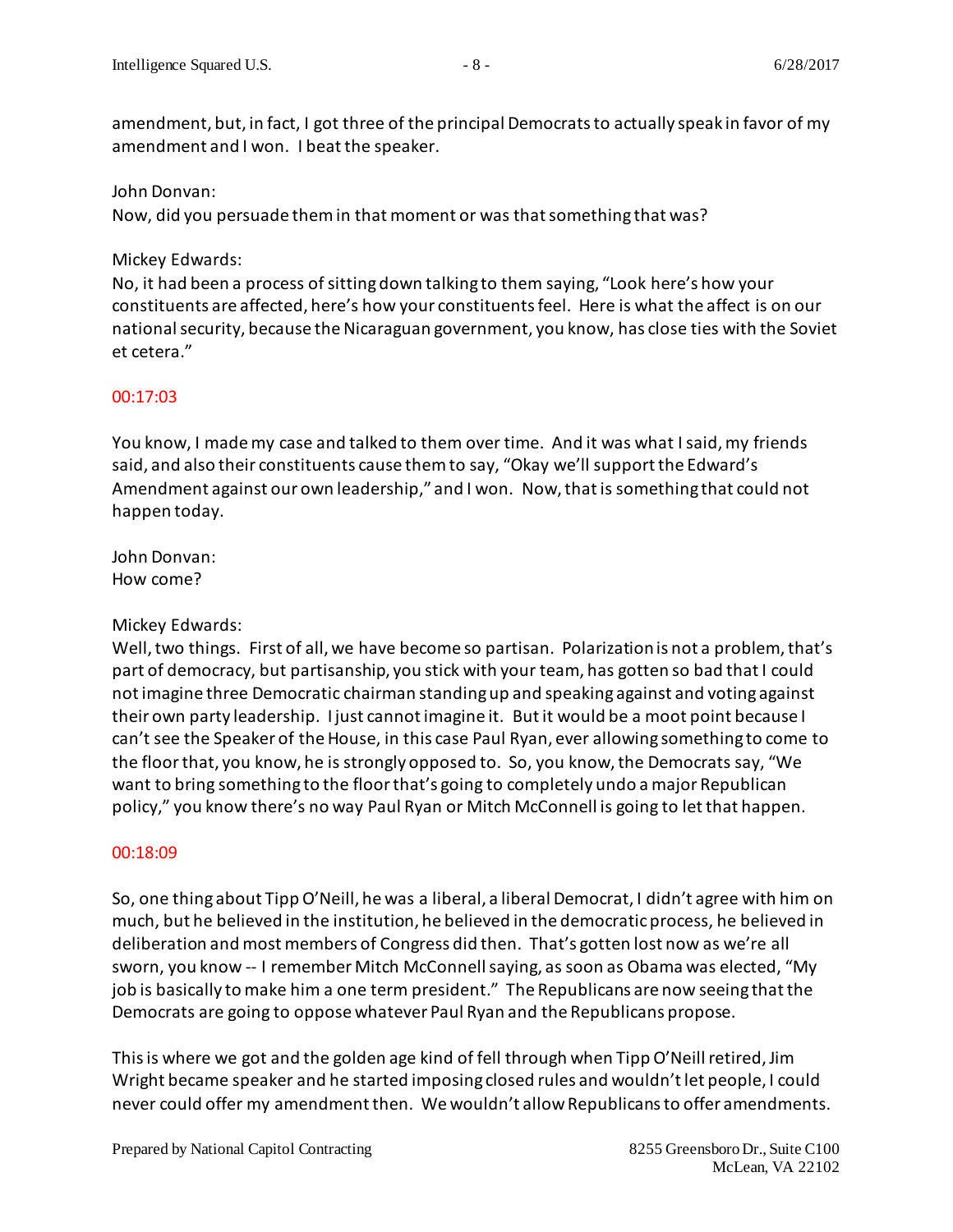amendment, but, in fact, I got three of the principal Democrats to actually speak in favor of my amendment and I won. I beat the speaker.

John Donvan:
Now, did you persuade them in that moment or was that something that was?

Mickey Edwards:
No, it had been a process of sitting down talking to them saying, "Look here's how your constituents are affected, here's how your constituents feel. Here is what the affect is on our national security, because the Nicaraguan government, you know, has close ties with the Soviet et cetera."

00:17:03

You know, I made my case and talked to them over time. And it was what I said, my friends said, and also their constituents cause them to say, "Okay we'll support the Edward's Amendment against our own leadership," and I won. Now, that is something that could not happen today.

John Donvan:
How come?

Mickey Edwards:
Well, two things. First of all, we have become so partisan. Polarization is not a problem, that's part of democracy, but partisanship, you stick with your team, has gotten so bad that I could not imagine three Democratic chairman standing up and speaking against and voting against their own party leadership. I just cannot imagine it. But it would be a moot point because I can't see the Speaker of the House, in this case Paul Ryan, ever allowing something to come to the floor that, you know, he is strongly opposed to. So, you know, the Democrats say, "We want to bring something to the floor that's going to completely undo a major Republican policy," you know there's no way Paul Ryan or Mitch McConnell is going to let that happen.

00:18:09

So, one thing about Tipp O'Neill, he was a liberal, a liberal Democrat, I didn't agree with him on much, but he believed in the institution, he believed in the democratic process, he believed in deliberation and most members of Congress did then. That's gotten lost now as we're all sworn, you know -- I remember Mitch McConnell saying, as soon as Obama was elected, "My job is basically to make him a one term president." The Republicans are now seeing that the Democrats are going to oppose whatever Paul Ryan and the Republicans propose.

This is where we got and the golden age kind of fell through when Tipp O'Neill retired, Jim Wright became speaker and he started imposing closed rules and wouldn't let people, I could never could offer my amendment then. We wouldn't allow Republicans to offer amendments.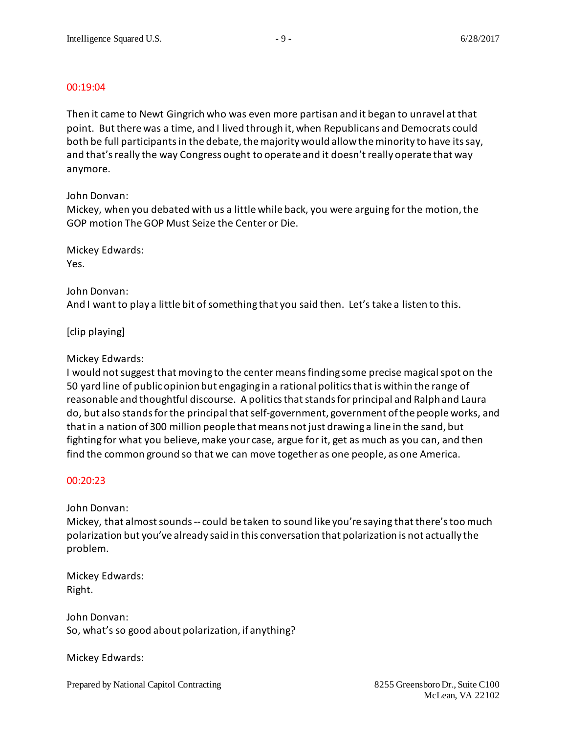00:19:04

Then it came to Newt Gingrich who was even more partisan and it began to unravel at that point. But there was a time, and I lived through it, when Republicans and Democrats could both be full participants in the debate, the majority would allow the minority to have its say, and that's really the way Congress ought to operate and it doesn't really operate that way anymore.

John Donvan:
Mickey, when you debated with us a little while back, you were arguing for the motion, the GOP motion The GOP Must Seize the Center or Die.

Mickey Edwards:
Yes.

John Donvan:
And I want to play a little bit of something that you said then. Let's take a listen to this.

[clip playing]

Mickey Edwards:
I would not suggest that moving to the center means finding some precise magical spot on the 50 yard line of public opinion but engaging in a rational politics that is within the range of reasonable and thoughtful discourse. A politics that stands for principal and Ralph and Laura do, but also stands for the principal that self-government, government of the people works, and that in a nation of 300 million people that means not just drawing a line in the sand, but fighting for what you believe, make your case, argue for it, get as much as you can, and then find the common ground so that we can move together as one people, as one America.

00:20:23

John Donvan:
Mickey, that almost sounds -- could be taken to sound like you're saying that there's too much polarization but you've already said in this conversation that polarization is not actually the problem.

Mickey Edwards:
Right.

John Donvan:
So, what's so good about polarization, if anything?

Mickey Edwards: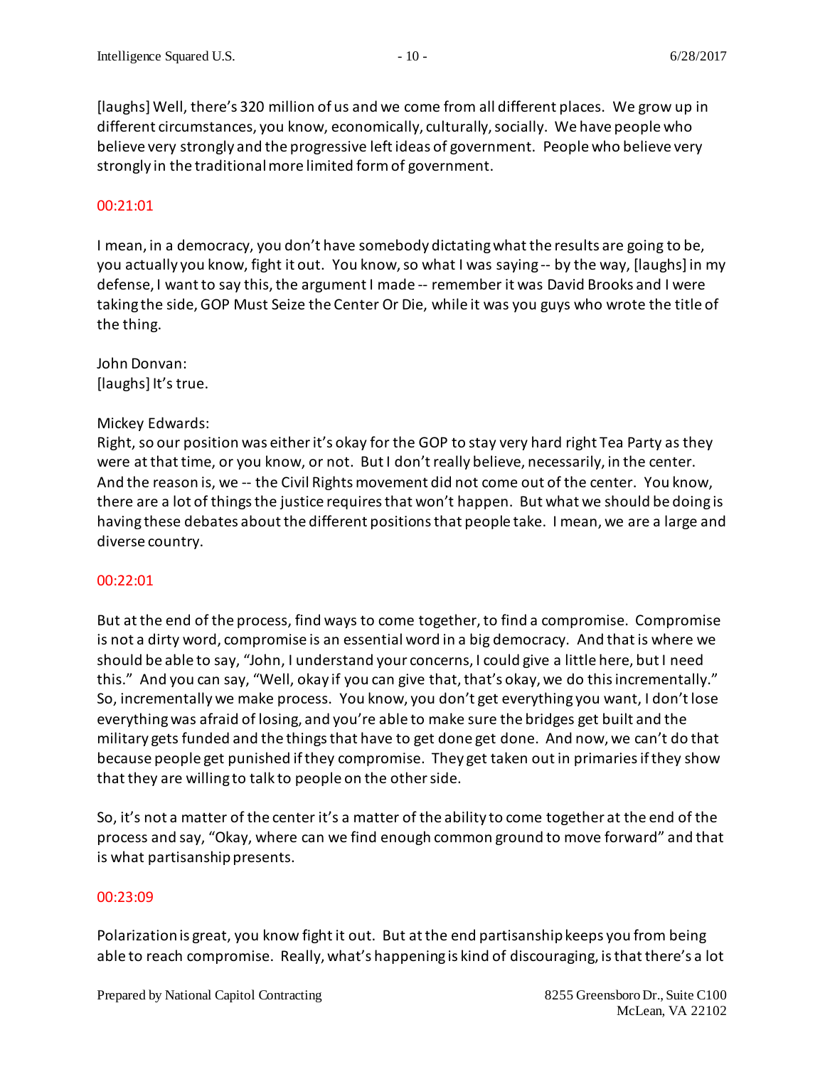[laughs] Well, there's 320 million of us and we come from all different places. We grow up in different circumstances, you know, economically, culturally, socially. We have people who believe very strongly and the progressive left ideas of government. People who believe very strongly in the traditional more limited form of government.

00:21:01

I mean, in a democracy, you don't have somebody dictating what the results are going to be, you actually you know, fight it out. You know, so what I was saying -- by the way, [laughs] in my defense, I want to say this, the argument I made -- remember it was David Brooks and I were taking the side, GOP Must Seize the Center Or Die, while it was you guys who wrote the title of the thing.

John Donvan:
[laughs] It's true.

Mickey Edwards:
Right, so our position was either it's okay for the GOP to stay very hard right Tea Party as they were at that time, or you know, or not. But I don't really believe, necessarily, in the center. And the reason is, we -- the Civil Rights movement did not come out of the center. You know, there are a lot of things the justice requires that won't happen. But what we should be doing is having these debates about the different positions that people take. I mean, we are a large and diverse country.

00:22:01

But at the end of the process, find ways to come together, to find a compromise. Compromise is not a dirty word, compromise is an essential word in a big democracy. And that is where we should be able to say, "John, I understand your concerns, I could give a little here, but I need this." And you can say, "Well, okay if you can give that, that's okay, we do this incrementally." So, incrementally we make process. You know, you don't get everything you want, I don't lose everything was afraid of losing, and you're able to make sure the bridges get built and the military gets funded and the things that have to get done get done. And now, we can't do that because people get punished if they compromise. They get taken out in primaries if they show that they are willing to talk to people on the other side.

So, it's not a matter of the center it's a matter of the ability to come together at the end of the process and say, "Okay, where can we find enough common ground to move forward" and that is what partisanship presents.

00:23:09

Polarization is great, you know fight it out. But at the end partisanship keeps you from being able to reach compromise. Really, what's happening is kind of discouraging, is that there's a lot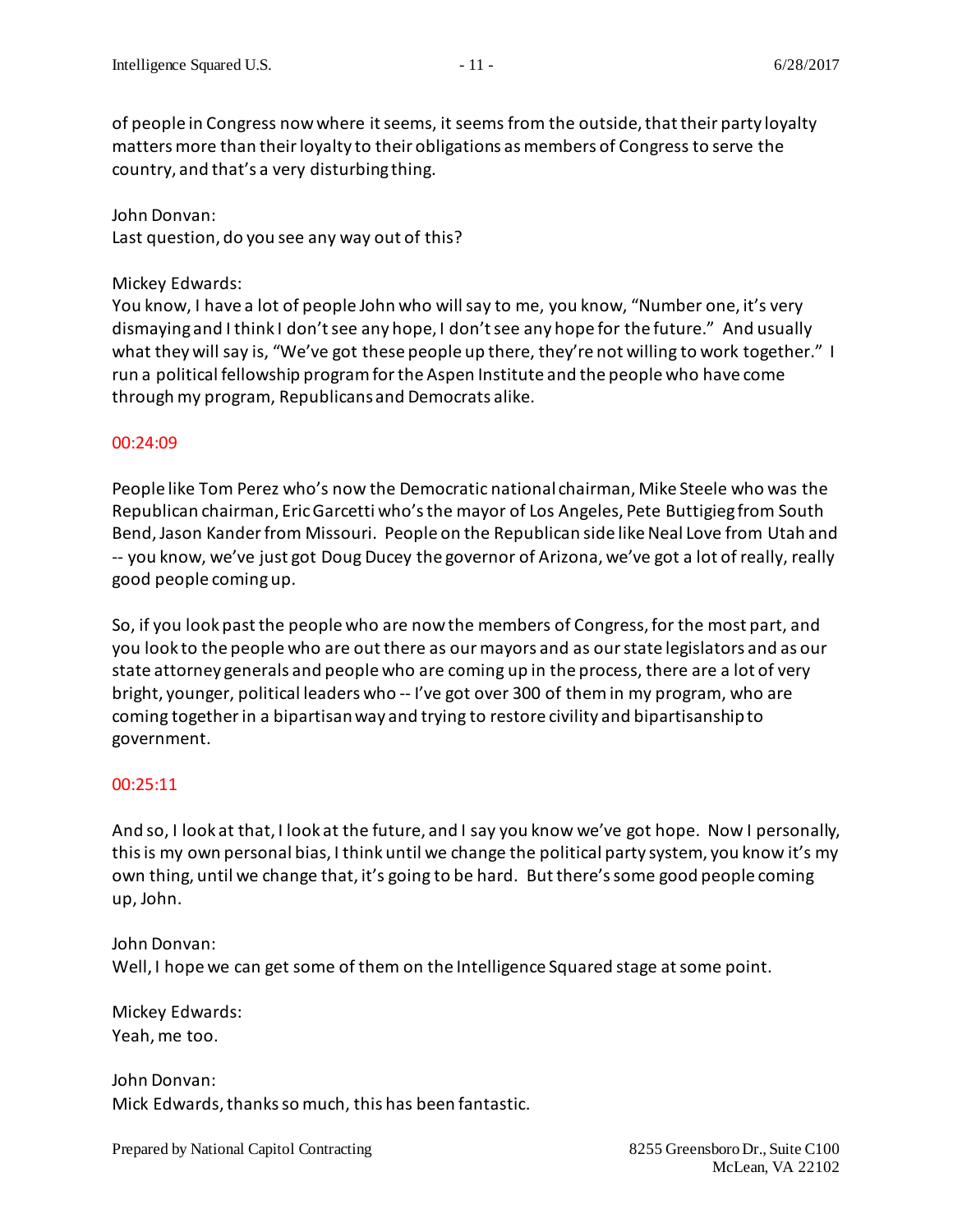of people in Congress now where it seems, it seems from the outside, that their party loyalty matters more than their loyalty to their obligations as members of Congress to serve the country, and that's a very disturbing thing.

John Donvan:
Last question, do you see any way out of this?

Mickey Edwards:
You know, I have a lot of people John who will say to me, you know, "Number one, it's very dismaying and I think I don't see any hope, I don't see any hope for the future." And usually what they will say is, "We've got these people up there, they're not willing to work together." I run a political fellowship program for the Aspen Institute and the people who have come through my program, Republicans and Democrats alike.

00:24:09

People like Tom Perez who's now the Democratic national chairman, Mike Steele who was the Republican chairman, Eric Garcetti who's the mayor of Los Angeles, Pete Buttigieg from South Bend, Jason Kander from Missouri. People on the Republican side like Neal Love from Utah and -- you know, we've just got Doug Ducey the governor of Arizona, we've got a lot of really, really good people coming up.

So, if you look past the people who are now the members of Congress, for the most part, and you look to the people who are out there as our mayors and as our state legislators and as our state attorney generals and people who are coming up in the process, there are a lot of very bright, younger, political leaders who -- I've got over 300 of them in my program, who are coming together in a bipartisan way and trying to restore civility and bipartisanship to government.

00:25:11

And so, I look at that, I look at the future, and I say you know we've got hope. Now I personally, this is my own personal bias, I think until we change the political party system, you know it's my own thing, until we change that, it's going to be hard. But there's some good people coming up, John.

John Donvan:
Well, I hope we can get some of them on the Intelligence Squared stage at some point.

Mickey Edwards:
Yeah, me too.

John Donvan:
Mick Edwards, thanks so much, this has been fantastic.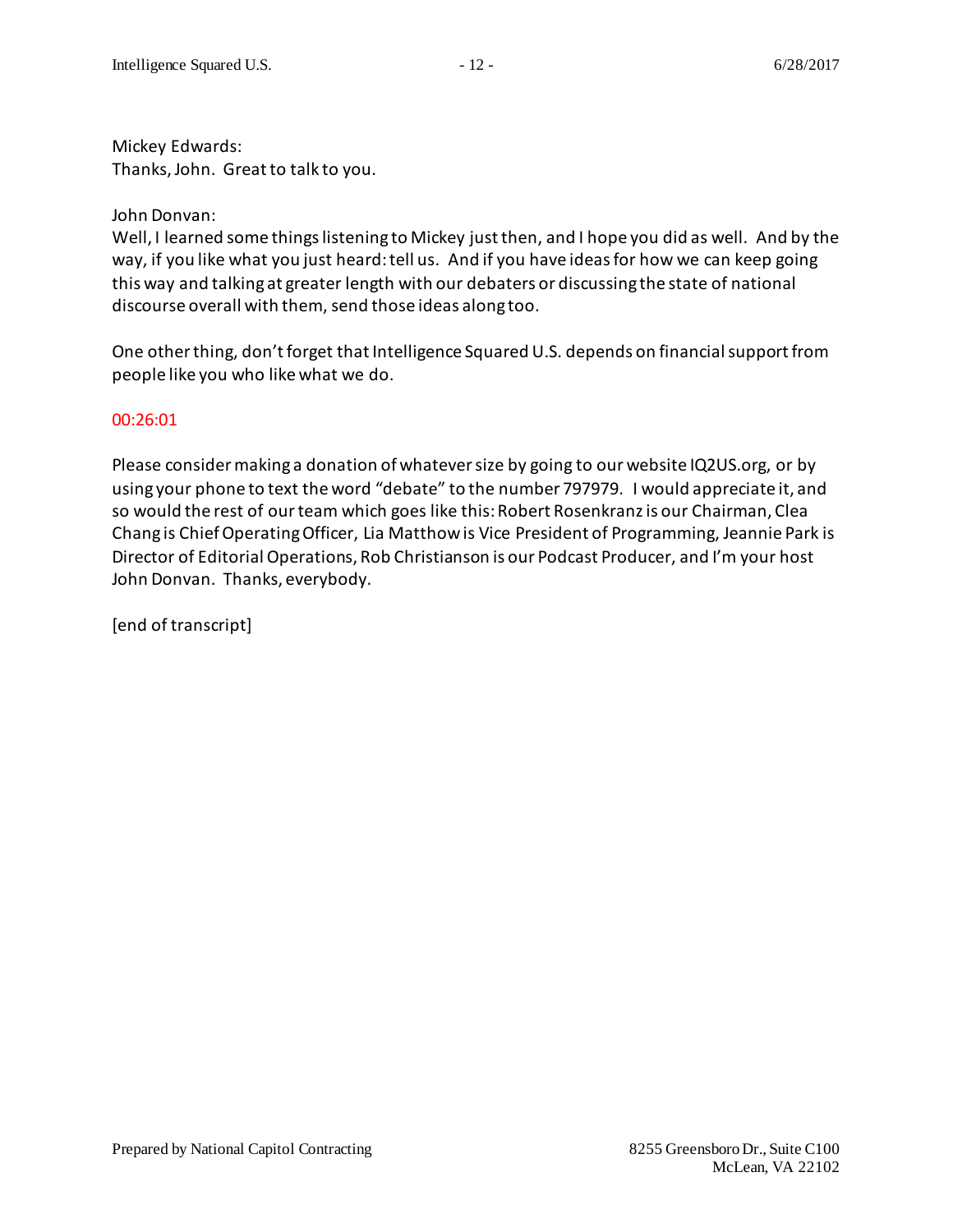Mickey Edwards:
Thanks, John. Great to talk to you.

John Donvan:
Well, I learned some things listening to Mickey just then, and I hope you did as well. And by the way, if you like what you just heard: tell us. And if you have ideas for how we can keep going this way and talking at greater length with our debaters or discussing the state of national discourse overall with them, send those ideas along too.

One other thing, don't forget that Intelligence Squared U.S. depends on financial support from people like you who like what we do.

00:26:01

Please consider making a donation of whatever size by going to our website IQ2US.org, or by using your phone to text the word "debate" to the number 797979. I would appreciate it, and so would the rest of our team which goes like this: Robert Rosenkranz is our Chairman, Clea Chang is Chief Operating Officer, Lia Matthow is Vice President of Programming, Jeannie Park is Director of Editorial Operations, Rob Christianson is our Podcast Producer, and I'm your host John Donvan. Thanks, everybody.

[end of transcript]